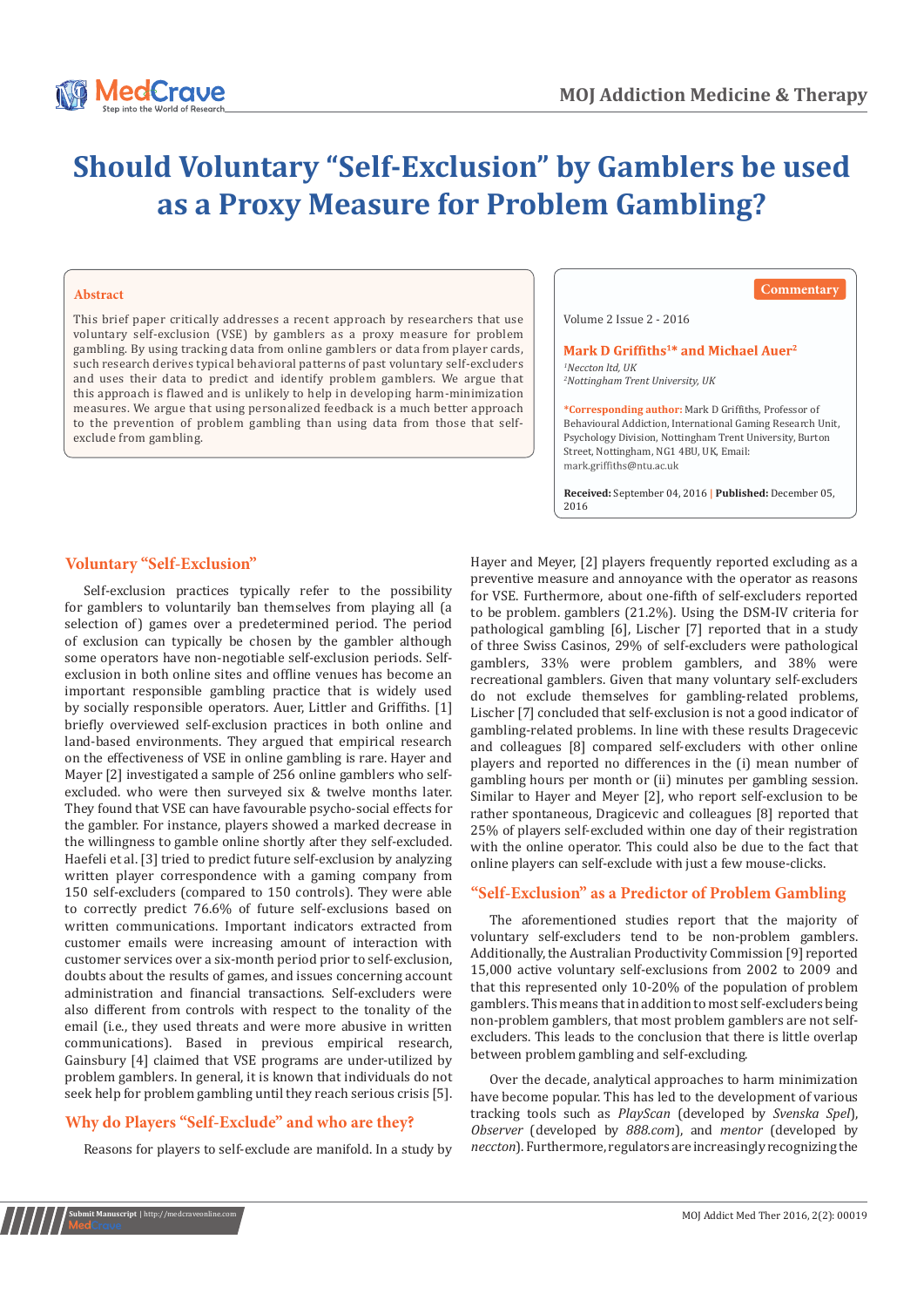# Should Voluntary "Self-Exclusion" by Gamblers be used as a Proxy Measure for Problem Gambling?

## Abstract

This brief paper critically addresses a recent approach by researchers that use voluntary self-exclusion (VSE) by gamblers as a proxy measure for problem gambling. By using tracking data from online gamblers or data from player cards, such research derives typical behavioral patterns of past voluntary self-excluders and uses their data to predict and identify problem gamblers. We argue that this approach is flawed and is unlikely to help in developing harm-minimization measures. We argue that using personalized feedback is a much better approach to the prevention of problem gambling than using data from those that self-exclude from gambling.

Commentary

Volume 2 Issue 2 - 2016

**Mark D Griffiths[1]* and Michael Auer[2]**

[1]*Neccton ltd, UK*
[2]*Nottingham Trent University, UK*

***Corresponding author:** Mark D Griffiths, Professor of Behavioural Addiction, International Gaming Research Unit, Psychology Division, Nottingham Trent University, Burton Street, Nottingham, NG1 4BU, UK, Email: mark.griffiths@ntu.ac.uk

**Received:** September 04, 2016 | **Published:** December 05, 2016

## Voluntary "Self-Exclusion"

Self-exclusion practices typically refer to the possibility for gamblers to voluntarily ban themselves from playing all (a selection of) games over a predetermined period. The period of exclusion can typically be chosen by the gambler although some operators have non-negotiable self-exclusion periods. Self-exclusion in both online sites and offline venues has become an important responsible gambling practice that is widely used by socially responsible operators. Auer, Littler and Griffiths. [1] briefly overviewed self-exclusion practices in both online and land-based environments. They argued that empirical research on the effectiveness of VSE in online gambling is rare. Hayer and Mayer [2] investigated a sample of 256 online gamblers who self-excluded. who were then surveyed six & twelve months later. They found that VSE can have favourable psycho-social effects for the gambler. For instance, players showed a marked decrease in the willingness to gamble online shortly after they self-excluded. Haefeli et al. [3] tried to predict future self-exclusion by analyzing written player correspondence with a gaming company from 150 self-excluders (compared to 150 controls). They were able to correctly predict 76.6% of future self-exclusions based on written communications. Important indicators extracted from customer emails were increasing amount of interaction with customer services over a six-month period prior to self-exclusion, doubts about the results of games, and issues concerning account administration and financial transactions. Self-excluders were also different from controls with respect to the tonality of the email (i.e., they used threats and were more abusive in written communications). Based in previous empirical research, Gainsbury [4] claimed that VSE programs are under-utilized by problem gamblers. In general, it is known that individuals do not seek help for problem gambling until they reach serious crisis [5].

## Why do Players "Self-Exclude" and who are they?

Reasons for players to self-exclude are manifold. In a study by Hayer and Meyer, [2] players frequently reported excluding as a preventive measure and annoyance with the operator as reasons for VSE. Furthermore, about one-fifth of self-excluders reported to be problem. gamblers (21.2%). Using the DSM-IV criteria for pathological gambling [6], Lischer [7] reported that in a study of three Swiss Casinos, 29% of self-excluders were pathological gamblers, 33% were problem gamblers, and 38% were recreational gamblers. Given that many voluntary self-excluders do not exclude themselves for gambling-related problems, Lischer [7] concluded that self-exclusion is not a good indicator of gambling-related problems. In line with these results Dragecevic and colleagues [8] compared self-excluders with other online players and reported no differences in the (i) mean number of gambling hours per month or (ii) minutes per gambling session. Similar to Hayer and Meyer [2], who report self-exclusion to be rather spontaneous, Dragicevic and colleagues [8] reported that 25% of players self-excluded within one day of their registration with the online operator. This could also be due to the fact that online players can self-exclude with just a few mouse-clicks.

## "Self-Exclusion" as a Predictor of Problem Gambling

The aforementioned studies report that the majority of voluntary self-excluders tend to be non-problem gamblers. Additionally, the Australian Productivity Commission [9] reported 15,000 active voluntary self-exclusions from 2002 to 2009 and that this represented only 10-20% of the population of problem gamblers. This means that in addition to most self-excluders being non-problem gamblers, that most problem gamblers are not self-excluders. This leads to the conclusion that there is little overlap between problem gambling and self-excluding.

Over the decade, analytical approaches to harm minimization have become popular. This has led to the development of various tracking tools such as *PlayScan* (developed by *Svenska Spel*), *Observer* (developed by *888.com*), and *mentor* (developed by *neccton*). Furthermore, regulators are increasingly recognizing the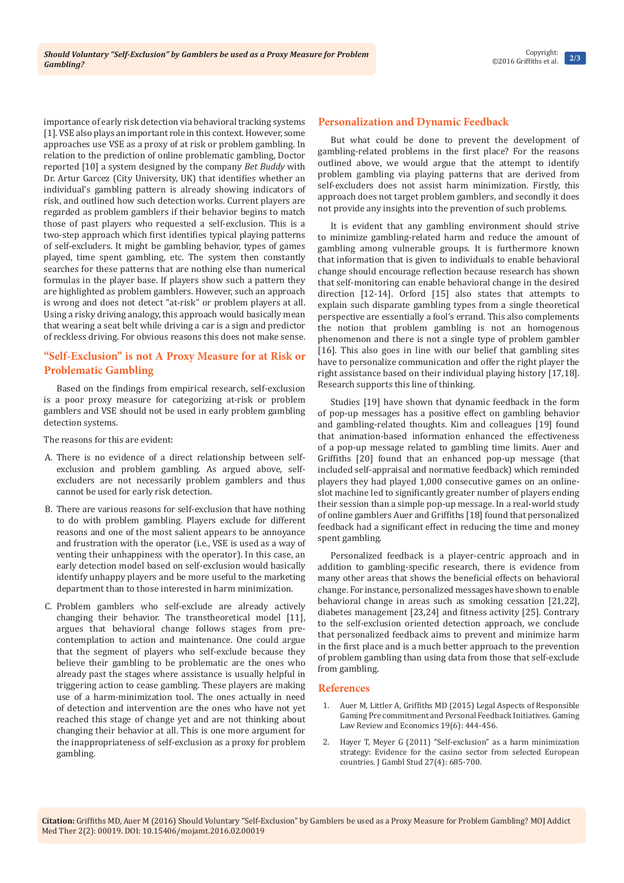importance of early risk detection via behavioral tracking systems [1]. VSE also plays an important role in this context. However, some approaches use VSE as a proxy of at risk or problem gambling. In relation to the prediction of online problematic gambling, Doctor reported [10] a system designed by the company *Bet Buddy* with Dr. Artur Garcez (City University, UK) that identifies whether an individual's gambling pattern is already showing indicators of risk, and outlined how such detection works. Current players are regarded as problem gamblers if their behavior begins to match those of past players who requested a self-exclusion. This is a two-step approach which first identifies typical playing patterns of self-excluders. It might be gambling behavior, types of games played, time spent gambling, etc. The system then constantly searches for these patterns that are nothing else than numerical formulas in the player base. If players show such a pattern they are highlighted as problem gamblers. However, such an approach is wrong and does not detect "at-risk" or problem players at all. Using a risky driving analogy, this approach would basically mean that wearing a seat belt while driving a car is a sign and predictor of reckless driving. For obvious reasons this does not make sense.

## "Self-Exclusion" is not A Proxy Measure for at Risk or Problematic Gambling

Based on the findings from empirical research, self-exclusion is a poor proxy measure for categorizing at-risk or problem gamblers and VSE should not be used in early problem gambling detection systems.

The reasons for this are evident:

A. There is no evidence of a direct relationship between self-exclusion and problem gambling. As argued above, self-excluders are not necessarily problem gamblers and thus cannot be used for early risk detection.

B. There are various reasons for self-exclusion that have nothing to do with problem gambling. Players exclude for different reasons and one of the most salient appears to be annoyance and frustration with the operator (i.e., VSE is used as a way of venting their unhappiness with the operator). In this case, an early detection model based on self-exclusion would basically identify unhappy players and be more useful to the marketing department than to those interested in harm minimization.

C. Problem gamblers who self-exclude are already actively changing their behavior. The transtheoretical model [11], argues that behavioral change follows stages from pre-contemplation to action and maintenance. One could argue that the segment of players who self-exclude because they believe their gambling to be problematic are the ones who already past the stages where assistance is usually helpful in triggering action to cease gambling. These players are making use of a harm-minimization tool. The ones actually in need of detection and intervention are the ones who have not yet reached this stage of change yet and are not thinking about changing their behavior at all. This is one more argument for the inappropriateness of self-exclusion as a proxy for problem gambling.

## Personalization and Dynamic Feedback

But what could be done to prevent the development of gambling-related problems in the first place? For the reasons outlined above, we would argue that the attempt to identify problem gambling via playing patterns that are derived from self-excluders does not assist harm minimization. Firstly, this approach does not target problem gamblers, and secondly it does not provide any insights into the prevention of such problems.

It is evident that any gambling environment should strive to minimize gambling-related harm and reduce the amount of gambling among vulnerable groups. It is furthermore known that information that is given to individuals to enable behavioral change should encourage reflection because research has shown that self-monitoring can enable behavioral change in the desired direction [12-14]. Orford [15] also states that attempts to explain such disparate gambling types from a single theoretical perspective are essentially a fool's errand. This also complements the notion that problem gambling is not an homogenous phenomenon and there is not a single type of problem gambler [16]. This also goes in line with our belief that gambling sites have to personalize communication and offer the right player the right assistance based on their individual playing history [17,18]. Research supports this line of thinking.

Studies [19] have shown that dynamic feedback in the form of pop-up messages has a positive effect on gambling behavior and gambling-related thoughts. Kim and colleagues [19] found that animation-based information enhanced the effectiveness of a pop-up message related to gambling time limits. Auer and Griffiths [20] found that an enhanced pop-up message (that included self-appraisal and normative feedback) which reminded players they had played 1,000 consecutive games on an online-slot machine led to significantly greater number of players ending their session than a simple pop-up message. In a real-world study of online gamblers Auer and Griffiths [18] found that personalized feedback had a significant effect in reducing the time and money spent gambling.

Personalized feedback is a player-centric approach and in addition to gambling-specific research, there is evidence from many other areas that shows the beneficial effects on behavioral change. For instance, personalized messages have shown to enable behavioral change in areas such as smoking cessation [21,22], diabetes management [23,24] and fitness activity [25]. Contrary to the self-exclusion oriented detection approach, we conclude that personalized feedback aims to prevent and minimize harm in the first place and is a much better approach to the prevention of problem gambling than using data from those that self-exclude from gambling.

## References

1. Auer M, Littler A, Griffiths MD (2015) Legal Aspects of Responsible Gaming Pre commitment and Personal Feedback Initiatives. Gaming Law Review and Economics 19(6): 444-456.
2. Hayer T, Meyer G (2011) "Self-exclusion" as a harm minimization strategy: Evidence for the casino sector from selected European countries. J Gambl Stud 27(4): 685-700.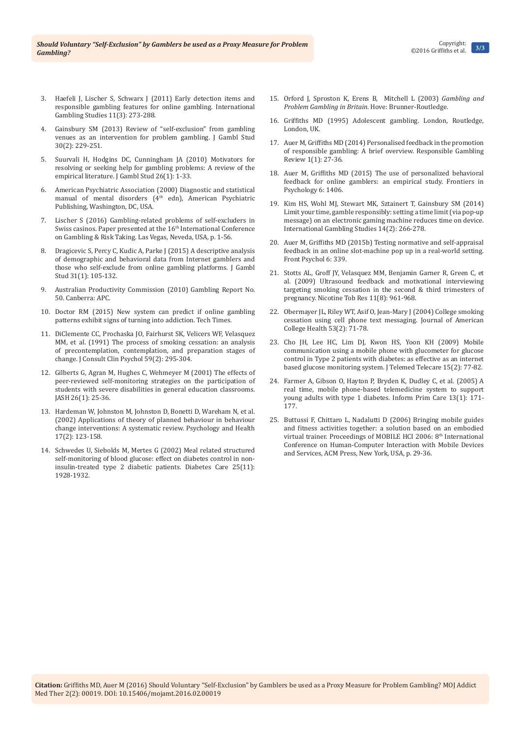3. Haefeli J, Lischer S, Schwarx J (2011) Early detection items and responsible gambling features for online gambling. International Gambling Studies 11(3): 273-288.
4. Gainsbury SM (2013) Review of "self-exclusion" from gambling venues as an intervention for problem gambling. J Gambl Stud 30(2): 229-251.
5. Suurvali H, Hodgins DC, Cunningham JA (2010) Motivators for resolving or seeking help for gambling problems: A review of the empirical literature. J Gambl Stud 26(1): 1-33.
6. American Psychiatric Association (2000) Diagnostic and statistical manual of mental disorders (4th edn), American Psychiatric Publishing, Washington, DC, USA.
7. Lischer S (2016) Gambling-related problems of self-excluders in Swiss casinos. Paper presented at the 16th International Conference on Gambling & Risk Taking. Las Vegas, Neveda, USA, p. 1-56.
8. Dragicevic S, Percy C, Kudic A, Parke J (2015) A descriptive analysis of demographic and behavioral data from Internet gamblers and those who self-exclude from online gambling platforms. J Gambl Stud 31(1): 105-132.
9. Australian Productivity Commission (2010) Gambling Report No. 50. Canberra: APC.
10. Doctor RM (2015) New system can predict if online gambling patterns exhibit signs of turning into addiction. Tech Times.
11. DiClemente CC, Prochaska JO, Fairhurst SK, Velicers WF, Velasquez MM, et al. (1991) The process of smoking cessation: an analysis of precontemplation, contemplation, and preparation stages of change. J Consult Clin Psychol 59(2): 295-304.
12. Gilberts G, Agran M, Hughes C, Wehmeyer M (2001) The effects of peer-reviewed self-monitoring strategies on the participation of students with severe disabilities in general education classrooms. JASH 26(1): 25-36.
13. Hardeman W, Johnston M, Johnston D, Bonetti D, Wareham N, et al. (2002) Applications of theory of planned behaviour in behaviour change interventions: A systematic review. Psychology and Health 17(2): 123-158.
14. Schwedes U, Siebolds M, Mertes G (2002) Meal related structured self-monitoring of blood glucose: effect on diabetes control in non-insulin-treated type 2 diabetic patients. Diabetes Care 25(11): 1928-1932.
15. Orford J, Sproston K, Erens B, Mitchell L (2003) *Gambling and Problem Gambling in Britain*. Hove: Brunner-Routledge.
16. Griffiths MD (1995) Adolescent gambling. London, Routledge, London, UK.
17. Auer M, Griffiths MD (2014) Personalised feedback in the promotion of responsible gambling: A brief overview. Responsible Gambling Review 1(1): 27-36.
18. Auer M, Griffiths MD (2015) The use of personalized behavioral feedback for online gamblers: an empirical study. Frontiers in Psychology 6: 1406.
19. Kim HS, Wohl MJ, Stewart MK, Sztainert T, Gainsbury SM (2014) Limit your time, gamble responsibly: setting a time limit (via pop-up message) on an electronic gaming machine reduces time on device. International Gambling Studies 14(2): 266-278.
20. Auer M, Griffiths MD (2015b) Testing normative and self-appraisal feedback in an online slot-machine pop up in a real-world setting. Front Psychol 6: 339.
21. Stotts AL, Groff JY, Velasquez MM, Benjamin Garner R, Green C, et al. (2009) Ultrasound feedback and motivational interviewing targeting smoking cessation in the second & third trimesters of pregnancy. Nicotine Tob Res 11(8): 961-968.
22. Obermayer JL, Riley WT, Asif O, Jean-Mary J (2004) College smoking cessation using cell phone text messaging. Journal of American College Health 53(2): 71-78.
23. Cho JH, Lee HC, Lim DJ, Kwon HS, Yoon KH (2009) Mobile communication using a mobile phone with glucometer for glucose control in Type 2 patients with diabetes: as effective as an internet based glucose monitoring system. J Telemed Telecare 15(2): 77-82.
24. Farmer A, Gibson O, Hayton P, Bryden K, Dudley C, et al. (2005) A real time, mobile phone-based telemedicine system to support young adults with type 1 diabetes. Inform Prim Care 13(1): 171-177.
25. Buttussi F, Chittaro L, Nadalutti D (2006) Bringing mobile guides and fitness activities together: a solution based on an embodied virtual trainer. Proceedings of MOBILE HCI 2006: 8th International Conference on Human-Computer Interaction with Mobile Devices and Services, ACM Press, New York, USA, p. 29-36.